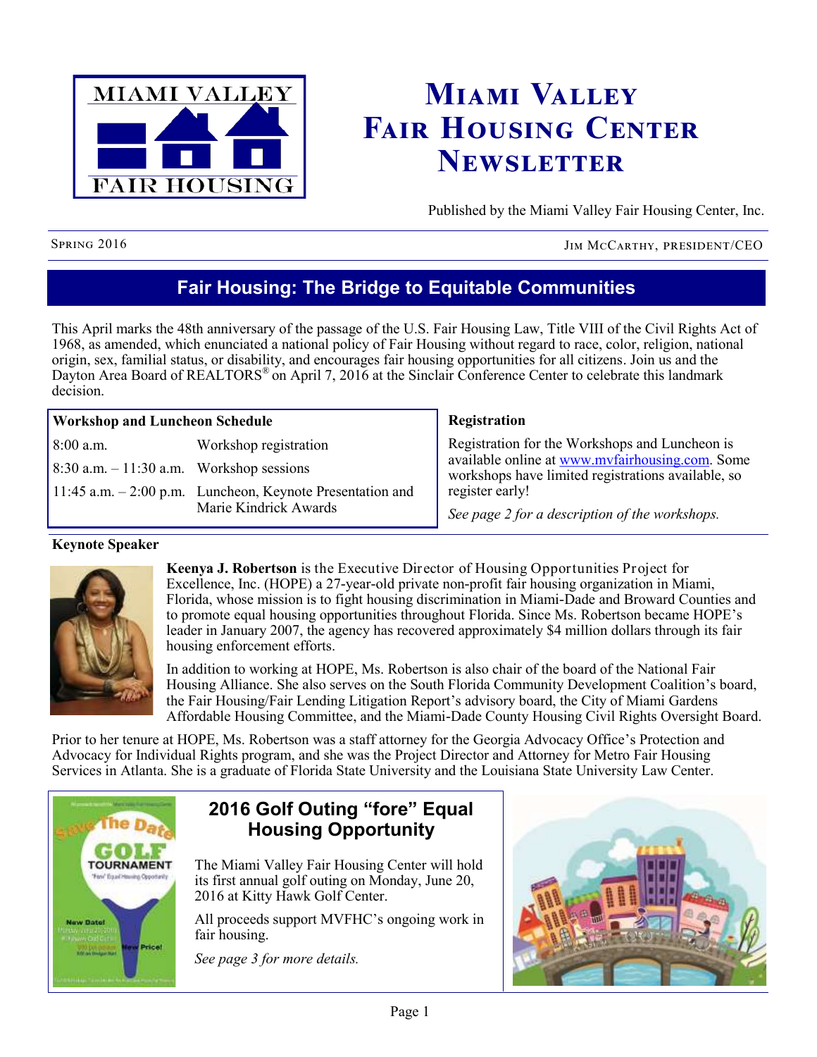# Miami Valley Fair Housing Center Newsletter

Published by the Miami Valley Fair Housing Center, Inc.

Spring 2016 — Jim McCarthy, President/CEO

## Fair Housing: The Bridge to Equitable Communities

This April marks the 48th anniversary of the passage of the U.S. Fair Housing Law, Title VIII of the Civil Rights Act of 1968, as amended, which enunciated a national policy of Fair Housing without regard to race, color, religion, national origin, sex, familial status, or disability, and encourages fair housing opportunities for all citizens. Join us and the Dayton Area Board of REALTORS® on April 7, 2016 at the Sinclair Conference Center to celebrate this landmark decision.

**Workshop and Luncheon Schedule**

| | |
|---|---|
| 8:00 a.m. | Workshop registration |
| 8:30 a.m. – 11:30 a.m. | Workshop sessions |
| 11:45 a.m. – 2:00 p.m. | Luncheon, Keynote Presentation and Marie Kindrick Awards |

**Registration**

Registration for the Workshops and Luncheon is available online at www.mvfairhousing.com. Some workshops have limited registrations available, so register early!

*See page 2 for a description of the workshops.*

**Keynote Speaker**

**Keenya J. Robertson** is the Executive Director of Housing Opportunities Project for Excellence, Inc. (HOPE) a 27-year-old private non-profit fair housing organization in Miami, Florida, whose mission is to fight housing discrimination in Miami-Dade and Broward Counties and to promote equal housing opportunities throughout Florida. Since Ms. Robertson became HOPE's leader in January 2007, the agency has recovered approximately $4 million dollars through its fair housing enforcement efforts.

In addition to working at HOPE, Ms. Robertson is also chair of the board of the National Fair Housing Alliance. She also serves on the South Florida Community Development Coalition's board, the Fair Housing/Fair Lending Litigation Report's advisory board, the City of Miami Gardens Affordable Housing Committee, and the Miami-Dade County Housing Civil Rights Oversight Board.

Prior to her tenure at HOPE, Ms. Robertson was a staff attorney for the Georgia Advocacy Office's Protection and Advocacy for Individual Rights program, and she was the Project Director and Attorney for Metro Fair Housing Services in Atlanta. She is a graduate of Florida State University and the Louisiana State University Law Center.

## 2016 Golf Outing "fore" Equal Housing Opportunity

The Miami Valley Fair Housing Center will hold its first annual golf outing on Monday, June 20, 2016 at Kitty Hawk Golf Center.

All proceeds support MVFHC's ongoing work in fair housing.

*See page 3 for more details.*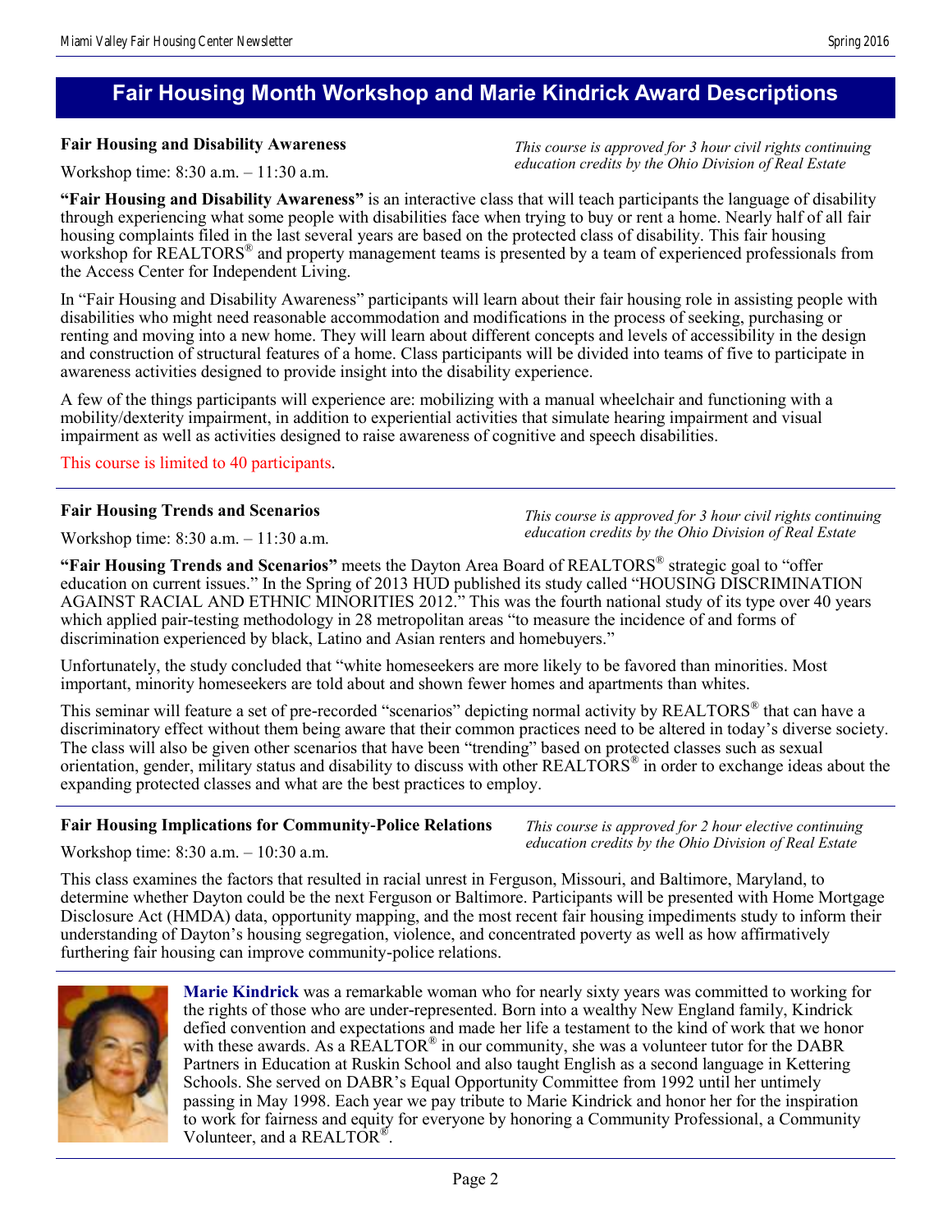## Fair Housing Month Workshop and Marie Kindrick Award Descriptions

**Fair Housing and Disability Awareness**

Workshop time: 8:30 a.m. – 11:30 a.m.

*This course is approved for 3 hour civil rights continuing education credits by the Ohio Division of Real Estate*

**"Fair Housing and Disability Awareness"** is an interactive class that will teach participants the language of disability through experiencing what some people with disabilities face when trying to buy or rent a home. Nearly half of all fair housing complaints filed in the last several years are based on the protected class of disability. This fair housing workshop for REALTORS® and property management teams is presented by a team of experienced professionals from the Access Center for Independent Living.

In "Fair Housing and Disability Awareness" participants will learn about their fair housing role in assisting people with disabilities who might need reasonable accommodation and modifications in the process of seeking, purchasing or renting and moving into a new home. They will learn about different concepts and levels of accessibility in the design and construction of structural features of a home. Class participants will be divided into teams of five to participate in awareness activities designed to provide insight into the disability experience.

A few of the things participants will experience are: mobilizing with a manual wheelchair and functioning with a mobility/dexterity impairment, in addition to experiential activities that simulate hearing impairment and visual impairment as well as activities designed to raise awareness of cognitive and speech disabilities.

This course is limited to 40 participants.

---

**Fair Housing Trends and Scenarios**

Workshop time: 8:30 a.m. – 11:30 a.m.

*This course is approved for 3 hour civil rights continuing education credits by the Ohio Division of Real Estate*

**"Fair Housing Trends and Scenarios"** meets the Dayton Area Board of REALTORS® strategic goal to "offer education on current issues." In the Spring of 2013 HUD published its study called "HOUSING DISCRIMINATION AGAINST RACIAL AND ETHNIC MINORITIES 2012." This was the fourth national study of its type over 40 years which applied pair-testing methodology in 28 metropolitan areas "to measure the incidence of and forms of discrimination experienced by black, Latino and Asian renters and homebuyers."

Unfortunately, the study concluded that "white homeseekers are more likely to be favored than minorities. Most important, minority homeseekers are told about and shown fewer homes and apartments than whites.

This seminar will feature a set of pre-recorded "scenarios" depicting normal activity by REALTORS® that can have a discriminatory effect without them being aware that their common practices need to be altered in today's diverse society. The class will also be given other scenarios that have been "trending" based on protected classes such as sexual orientation, gender, military status and disability to discuss with other REALTORS® in order to exchange ideas about the expanding protected classes and what are the best practices to employ.

---

**Fair Housing Implications for Community-Police Relations**

Workshop time: 8:30 a.m. – 10:30 a.m.

*This course is approved for 2 hour elective continuing education credits by the Ohio Division of Real Estate*

This class examines the factors that resulted in racial unrest in Ferguson, Missouri, and Baltimore, Maryland, to determine whether Dayton could be the next Ferguson or Baltimore. Participants will be presented with Home Mortgage Disclosure Act (HMDA) data, opportunity mapping, and the most recent fair housing impediments study to inform their understanding of Dayton's housing segregation, violence, and concentrated poverty as well as how affirmatively furthering fair housing can improve community-police relations.

---

**Marie Kindrick** was a remarkable woman who for nearly sixty years was committed to working for the rights of those who are under-represented. Born into a wealthy New England family, Kindrick defied convention and expectations and made her life a testament to the kind of work that we honor with these awards. As a REALTOR® in our community, she was a volunteer tutor for the DABR Partners in Education at Ruskin School and also taught English as a second language in Kettering Schools. She served on DABR's Equal Opportunity Committee from 1992 until her untimely passing in May 1998. Each year we pay tribute to Marie Kindrick and honor her for the inspiration to work for fairness and equity for everyone by honoring a Community Professional, a Community Volunteer, and a REALTOR®.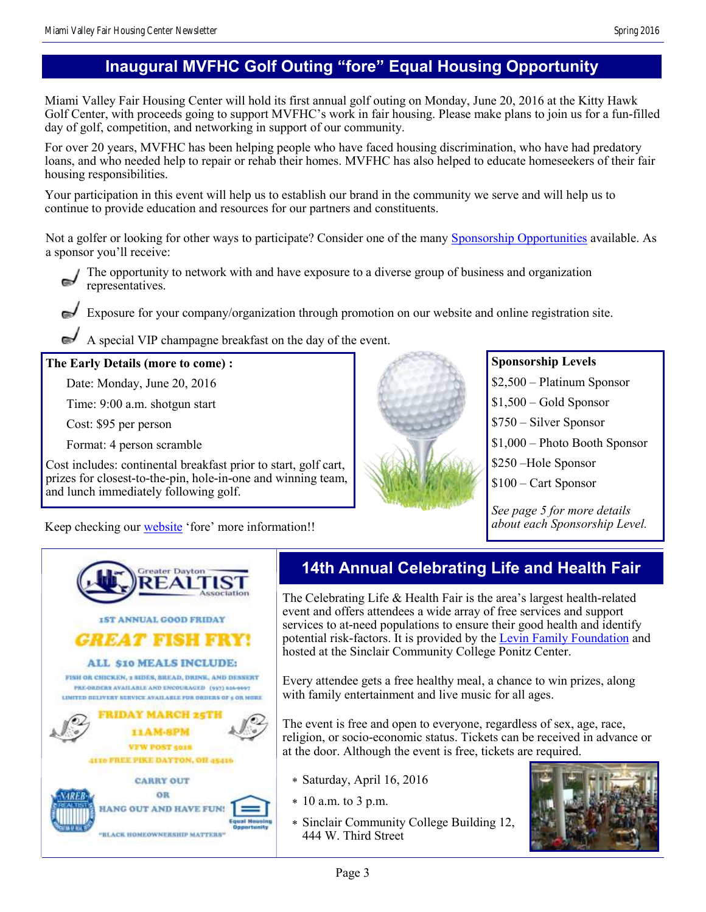## Inaugural MVFHC Golf Outing "fore" Equal Housing Opportunity

Miami Valley Fair Housing Center will hold its first annual golf outing on Monday, June 20, 2016 at the Kitty Hawk Golf Center, with proceeds going to support MVFHC's work in fair housing. Please make plans to join us for a fun-filled day of golf, competition, and networking in support of our community.

For over 20 years, MVFHC has been helping people who have faced housing discrimination, who have had predatory loans, and who needed help to repair or rehab their homes. MVFHC has also helped to educate homeseekers of their fair housing responsibilities.

Your participation in this event will help us to establish our brand in the community we serve and will help us to continue to provide education and resources for our partners and constituents.

Not a golfer or looking for other ways to participate? Consider one of the many Sponsorship Opportunities available. As a sponsor you'll receive:

- The opportunity to network with and have exposure to a diverse group of business and organization representatives.
- Exposure for your company/organization through promotion on our website and online registration site.
- A special VIP champagne breakfast on the day of the event.

**The Early Details (more to come) :**

Date: Monday, June 20, 2016

Time: 9:00 a.m. shotgun start

Cost: $95 per person

Format: 4 person scramble

Cost includes: continental breakfast prior to start, golf cart, prizes for closest-to-the-pin, hole-in-one and winning team, and lunch immediately following golf.

Keep checking our website 'fore' more information!!

**Sponsorship Levels**

$2,500 – Platinum Sponsor

$1,500 – Gold Sponsor

$750 – Silver Sponsor

$1,000 – Photo Booth Sponsor

$250 –Hole Sponsor

$100 – Cart Sponsor

*See page 5 for more details about each Sponsorship Level.*

Greater Dayton REALTIST Association

1ST ANNUAL GOOD FRIDAY

**GREAT FISH FRY!**

ALL $10 MEALS INCLUDE:

FISH OR CHICKEN, 2 SIDES, BREAD, DRINK, AND DESSERT

PRE-ORDERS AVAILABLE AND ENCOURAGED (937) 626-9697

LIMITED DELIVERY SERVICE AVAILABLE FOR ORDERS OF 5 OR MORE

FRIDAY MARCH 25TH

11AM-8PM

VFW POST 5018

4110 FREE PIKE DAYTON, OH 45416

CARRY OUT

OR

HANG OUT AND HAVE FUN!

"BLACK HOMEOWNERSHIP MATTERS"

## 14th Annual Celebrating Life and Health Fair

The Celebrating Life & Health Fair is the area's largest health-related event and offers attendees a wide array of free services and support services to at-need populations to ensure their good health and identify potential risk-factors. It is provided by the Levin Family Foundation and hosted at the Sinclair Community College Ponitz Center.

Every attendee gets a free healthy meal, a chance to win prizes, along with family entertainment and live music for all ages.

The event is free and open to everyone, regardless of sex, age, race, religion, or socio-economic status. Tickets can be received in advance or at the door. Although the event is free, tickets are required.

- Saturday, April 16, 2016
- 10 a.m. to 3 p.m.
- Sinclair Community College Building 12, 444 W. Third Street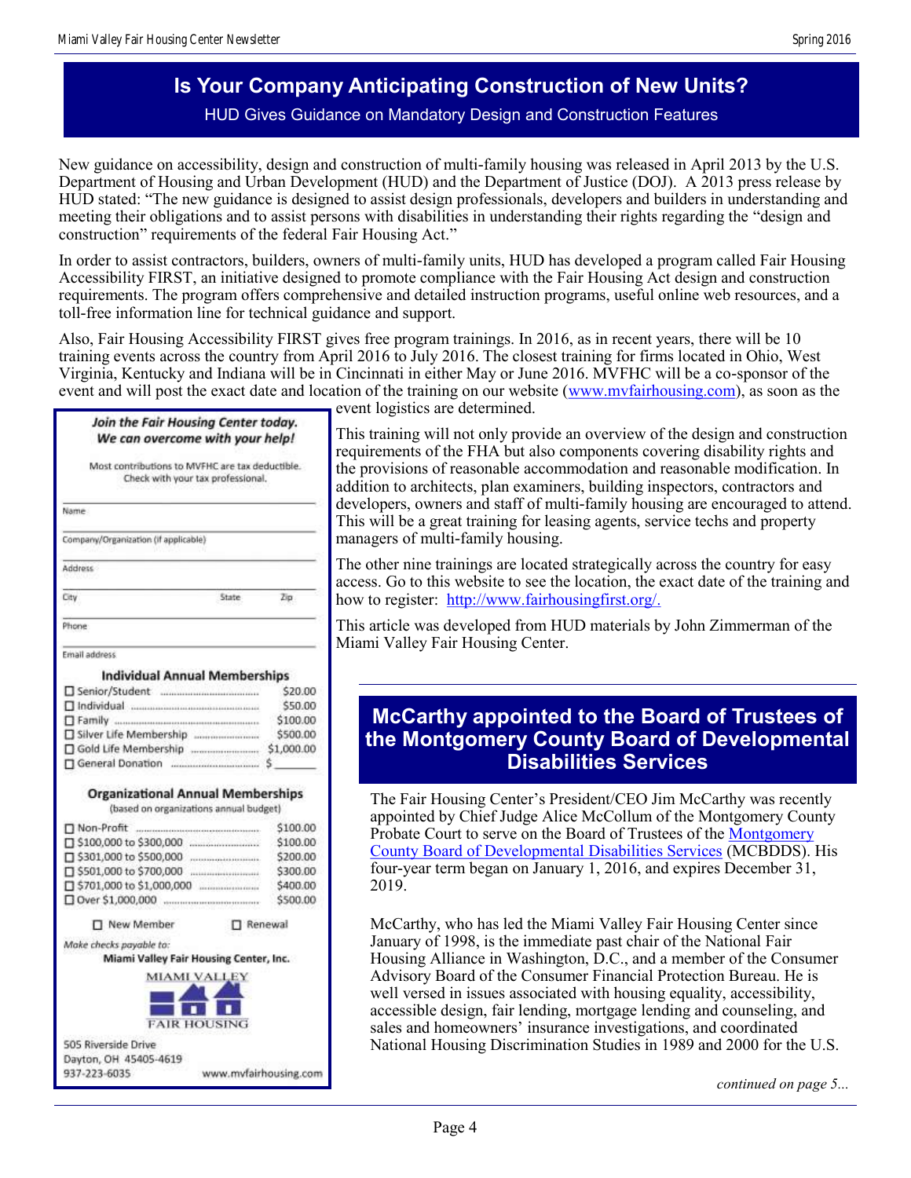## Is Your Company Anticipating Construction of New Units?

### HUD Gives Guidance on Mandatory Design and Construction Features

New guidance on accessibility, design and construction of multi-family housing was released in April 2013 by the U.S. Department of Housing and Urban Development (HUD) and the Department of Justice (DOJ). A 2013 press release by HUD stated: "The new guidance is designed to assist design professionals, developers and builders in understanding and meeting their obligations and to assist persons with disabilities in understanding their rights regarding the "design and construction" requirements of the federal Fair Housing Act."

In order to assist contractors, builders, owners of multi-family units, HUD has developed a program called Fair Housing Accessibility FIRST, an initiative designed to promote compliance with the Fair Housing Act design and construction requirements. The program offers comprehensive and detailed instruction programs, useful online web resources, and a toll-free information line for technical guidance and support.

Also, Fair Housing Accessibility FIRST gives free program trainings. In 2016, as in recent years, there will be 10 training events across the country from April 2016 to July 2016. The closest training for firms located in Ohio, West Virginia, Kentucky and Indiana will be in Cincinnati in either May or June 2016. MVFHC will be a co-sponsor of the event and will post the exact date and location of the training on our website (www.mvfairhousing.com), as soon as the event logistics are determined.

This training will not only provide an overview of the design and construction requirements of the FHA but also components covering disability rights and the provisions of reasonable accommodation and reasonable modification. In addition to architects, plan examiners, building inspectors, contractors and developers, owners and staff of multi-family housing are encouraged to attend. This will be a great training for leasing agents, service techs and property managers of multi-family housing.

The other nine trainings are located strategically across the country for easy access. Go to this website to see the location, the exact date of the training and how to register: http://www.fairhousingfirst.org/.

This article was developed from HUD materials by John Zimmerman of the Miami Valley Fair Housing Center.

---

***Join the Fair Housing Center today.***
***We can overcome with your help!***

Most contributions to MVFHC are tax deductible. Check with your tax professional.

Name

Company/Organization (if applicable)

Address

City State Zip

Phone

Email address

**Individual Annual Memberships**

| Membership | Amount |
|---|---|
| ☐ Senior/Student | $20.00 |
| ☐ Individual | $50.00 |
| ☐ Family | $100.00 |
| ☐ Silver Life Membership | $500.00 |
| ☐ Gold Life Membership | $1,000.00 |
| ☐ General Donation | $ _______ |

**Organizational Annual Memberships**
(based on organizations annual budget)

| Membership | Amount |
|---|---|
| ☐ Non-Profit | $100.00 |
| ☐ $100,000 to $300,000 | $100.00 |
| ☐ $301,000 to $500,000 | $200.00 |
| ☐ $501,000 to $700,000 | $300.00 |
| ☐ $701,000 to $1,000,000 | $400.00 |
| ☐ Over $1,000,000 | $500.00 |

☐ New Member ☐ Renewal

*Make checks payable to:*
**Miami Valley Fair Housing Center, Inc.**

MIAMI VALLEY FAIR HOUSING

505 Riverside Drive
Dayton, OH 45405-4619
937-223-6035
www.mvfairhousing.com

---

## McCarthy appointed to the Board of Trustees of the Montgomery County Board of Developmental Disabilities Services

The Fair Housing Center's President/CEO Jim McCarthy was recently appointed by Chief Judge Alice McCollum of the Montgomery County Probate Court to serve on the Board of Trustees of the Montgomery County Board of Developmental Disabilities Services (MCBDDS). His four-year term began on January 1, 2016, and expires December 31, 2019.

McCarthy, who has led the Miami Valley Fair Housing Center since January of 1998, is the immediate past chair of the National Fair Housing Alliance in Washington, D.C., and a member of the Consumer Advisory Board of the Consumer Financial Protection Bureau. He is well versed in issues associated with housing equality, accessibility, accessible design, fair lending, mortgage lending and counseling, and sales and homeowners' insurance investigations, and coordinated National Housing Discrimination Studies in 1989 and 2000 for the U.S.

*continued on page 5...*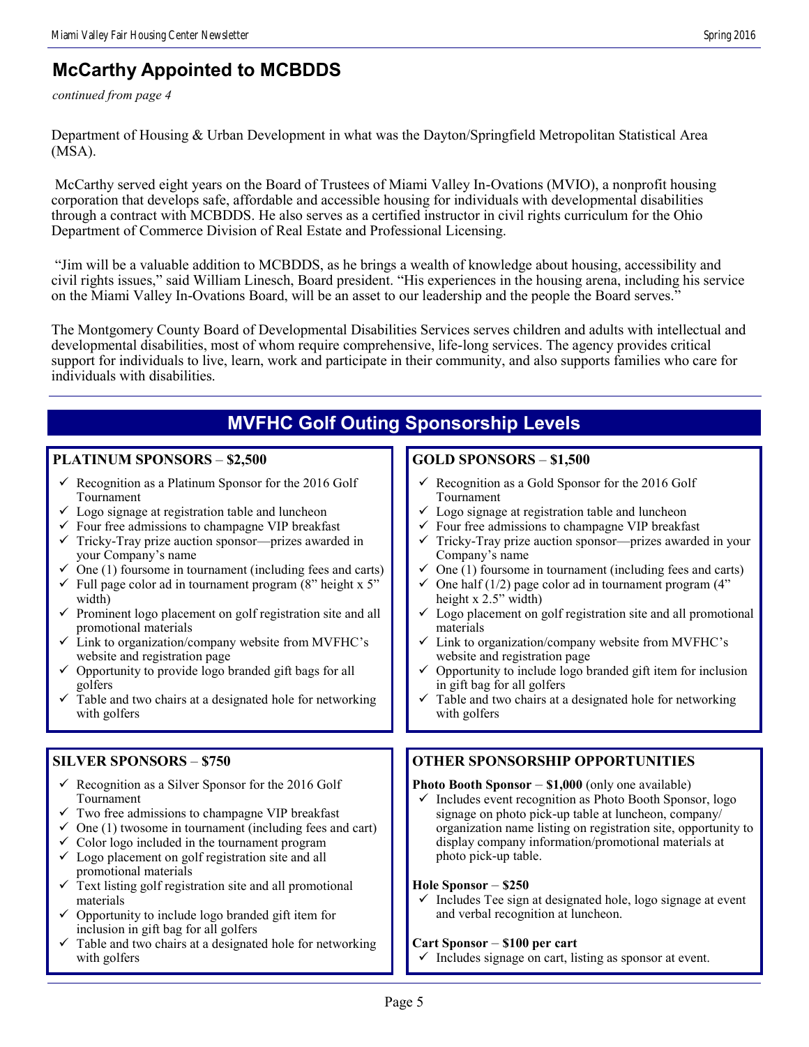## McCarthy Appointed to MCBDDS

*continued from page 4*

Department of Housing & Urban Development in what was the Dayton/Springfield Metropolitan Statistical Area (MSA).

McCarthy served eight years on the Board of Trustees of Miami Valley In-Ovations (MVIO), a nonprofit housing corporation that develops safe, affordable and accessible housing for individuals with developmental disabilities through a contract with MCBDDS. He also serves as a certified instructor in civil rights curriculum for the Ohio Department of Commerce Division of Real Estate and Professional Licensing.

"Jim will be a valuable addition to MCBDDS, as he brings a wealth of knowledge about housing, accessibility and civil rights issues," said William Linesch, Board president. "His experiences in the housing arena, including his service on the Miami Valley In-Ovations Board, will be an asset to our leadership and the people the Board serves."

The Montgomery County Board of Developmental Disabilities Services serves children and adults with intellectual and developmental disabilities, most of whom require comprehensive, life-long services. The agency provides critical support for individuals to live, learn, work and participate in their community, and also supports families who care for individuals with disabilities.

## MVFHC Golf Outing Sponsorship Levels

### PLATINUM SPONSORS – $2,500

- ✓ Recognition as a Platinum Sponsor for the 2016 Golf Tournament
- ✓ Logo signage at registration table and luncheon
- ✓ Four free admissions to champagne VIP breakfast
- ✓ Tricky-Tray prize auction sponsor—prizes awarded in your Company's name
- ✓ One (1) foursome in tournament (including fees and carts)
- ✓ Full page color ad in tournament program (8" height x 5" width)
- ✓ Prominent logo placement on golf registration site and all promotional materials
- ✓ Link to organization/company website from MVFHC's website and registration page
- ✓ Opportunity to provide logo branded gift bags for all golfers
- ✓ Table and two chairs at a designated hole for networking with golfers

### GOLD SPONSORS – $1,500

- ✓ Recognition as a Gold Sponsor for the 2016 Golf Tournament
- ✓ Logo signage at registration table and luncheon
- ✓ Four free admissions to champagne VIP breakfast
- ✓ Tricky-Tray prize auction sponsor—prizes awarded in your Company's name
- ✓ One (1) foursome in tournament (including fees and carts)
- ✓ One half (1/2) page color ad in tournament program (4" height x 2.5" width)
- ✓ Logo placement on golf registration site and all promotional materials
- ✓ Link to organization/company website from MVFHC's website and registration page
- ✓ Opportunity to include logo branded gift item for inclusion in gift bag for all golfers
- ✓ Table and two chairs at a designated hole for networking with golfers

### SILVER SPONSORS – $750

- ✓ Recognition as a Silver Sponsor for the 2016 Golf Tournament
- ✓ Two free admissions to champagne VIP breakfast
- ✓ One (1) twosome in tournament (including fees and cart)
- ✓ Color logo included in the tournament program
- ✓ Logo placement on golf registration site and all promotional materials
- ✓ Text listing golf registration site and all promotional materials
- ✓ Opportunity to include logo branded gift item for inclusion in gift bag for all golfers
- ✓ Table and two chairs at a designated hole for networking with golfers

### OTHER SPONSORSHIP OPPORTUNITIES

**Photo Booth Sponsor – $1,000** (only one available)

- ✓ Includes event recognition as Photo Booth Sponsor, logo signage on photo pick-up table at luncheon, company/organization name listing on registration site, opportunity to display company information/promotional materials at photo pick-up table.

**Hole Sponsor – $250**

- ✓ Includes Tee sign at designated hole, logo signage at event and verbal recognition at luncheon.

**Cart Sponsor – $100 per cart**

- ✓ Includes signage on cart, listing as sponsor at event.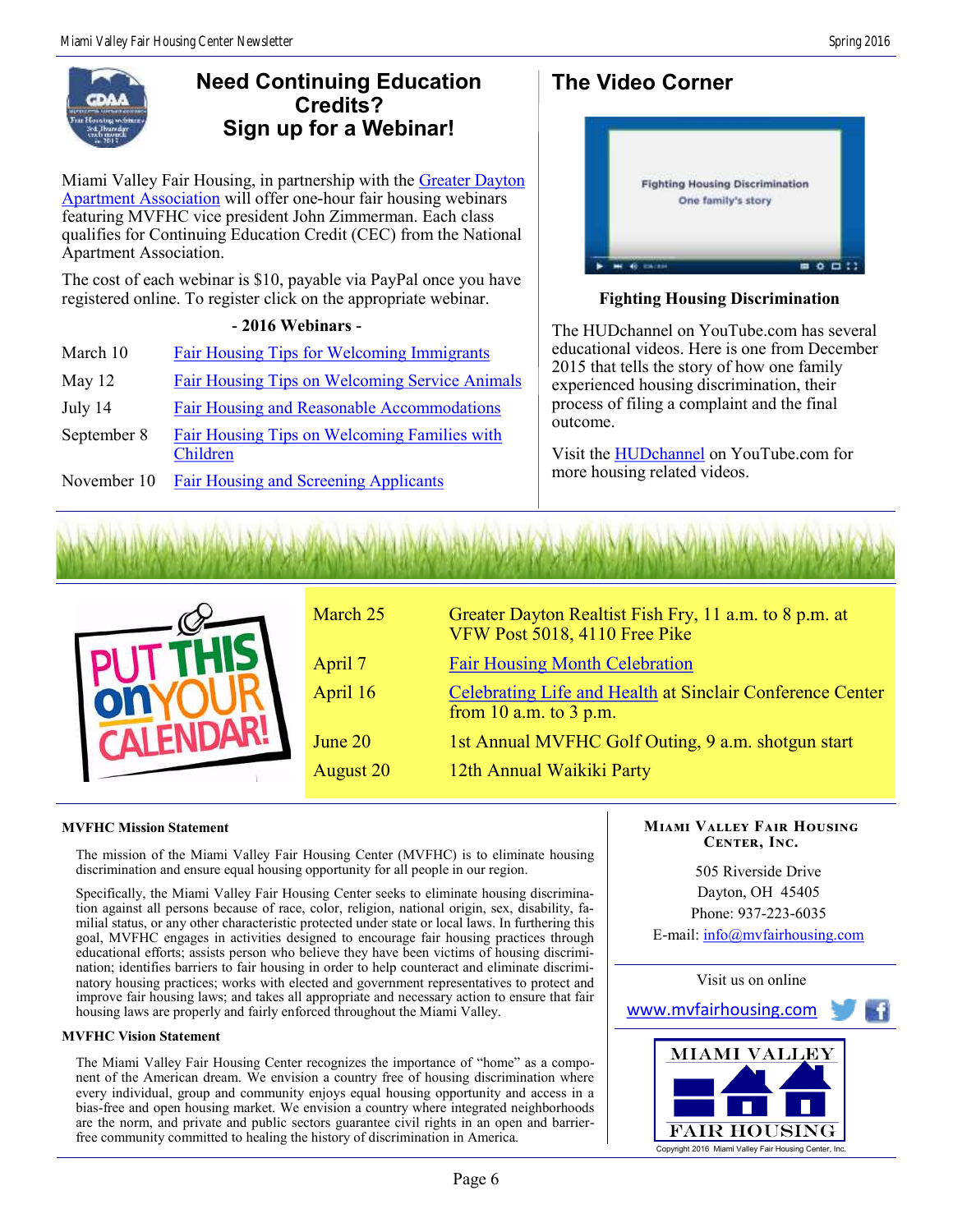## Need Continuing Education Credits? Sign up for a Webinar!

Miami Valley Fair Housing, in partnership with the Greater Dayton Apartment Association will offer one-hour fair housing webinars featuring MVFHC vice president John Zimmerman. Each class qualifies for Continuing Education Credit (CEC) from the National Apartment Association.

The cost of each webinar is $10, payable via PayPal once you have registered online. To register click on the appropriate webinar.

**- 2016 Webinars -**

| | |
|---|---|
| March 10 | Fair Housing Tips for Welcoming Immigrants |
| May 12 | Fair Housing Tips on Welcoming Service Animals |
| July 14 | Fair Housing and Reasonable Accommodations |
| September 8 | Fair Housing Tips on Welcoming Families with Children |
| November 10 | Fair Housing and Screening Applicants |

## The Video Corner

**Fighting Housing Discrimination**

The HUDchannel on YouTube.com has several educational videos. Here is one from December 2015 that tells the story of how one family experienced housing discrimination, their process of filing a complaint and the final outcome.

Visit the HUDchannel on YouTube.com for more housing related videos.

## PUT THIS on YOUR CALENDAR!

| | |
|---|---|
| March 25 | Greater Dayton Realtist Fish Fry, 11 a.m. to 8 p.m. at VFW Post 5018, 4110 Free Pike |
| April 7 | Fair Housing Month Celebration |
| April 16 | Celebrating Life and Health at Sinclair Conference Center from 10 a.m. to 3 p.m. |
| June 20 | 1st Annual MVFHC Golf Outing, 9 a.m. shotgun start |
| August 20 | 12th Annual Waikiki Party |

**MVFHC Mission Statement**

The mission of the Miami Valley Fair Housing Center (MVFHC) is to eliminate housing discrimination and ensure equal housing opportunity for all people in our region.

Specifically, the Miami Valley Fair Housing Center seeks to eliminate housing discrimination against all persons because of race, color, religion, national origin, sex, disability, familial status, or any other characteristic protected under state or local laws. In furthering this goal, MVFHC engages in activities designed to encourage fair housing practices through educational efforts; assists person who believe they have been victims of housing discrimination; identifies barriers to fair housing in order to help counteract and eliminate discriminatory housing practices; works with elected and government representatives to protect and improve fair housing laws; and takes all appropriate and necessary action to ensure that fair housing laws are properly and fairly enforced throughout the Miami Valley.

**MVFHC Vision Statement**

The Miami Valley Fair Housing Center recognizes the importance of "home" as a component of the American dream. We envision a country free of housing discrimination where every individual, group and community enjoys equal housing opportunity and access in a bias-free and open housing market. We envision a country where integrated neighborhoods are the norm, and private and public sectors guarantee civil rights in an open and barrier-free community committed to healing the history of discrimination in America.

**Miami Valley Fair Housing Center, Inc.**

505 Riverside Drive
Dayton, OH 45405
Phone: 937-223-6035
E-mail: info@mvfairhousing.com

Visit us on online

www.mvfairhousing.com

MIAMI VALLEY FAIR HOUSING

Copyright 2016 Miami Valley Fair Housing Center, Inc.